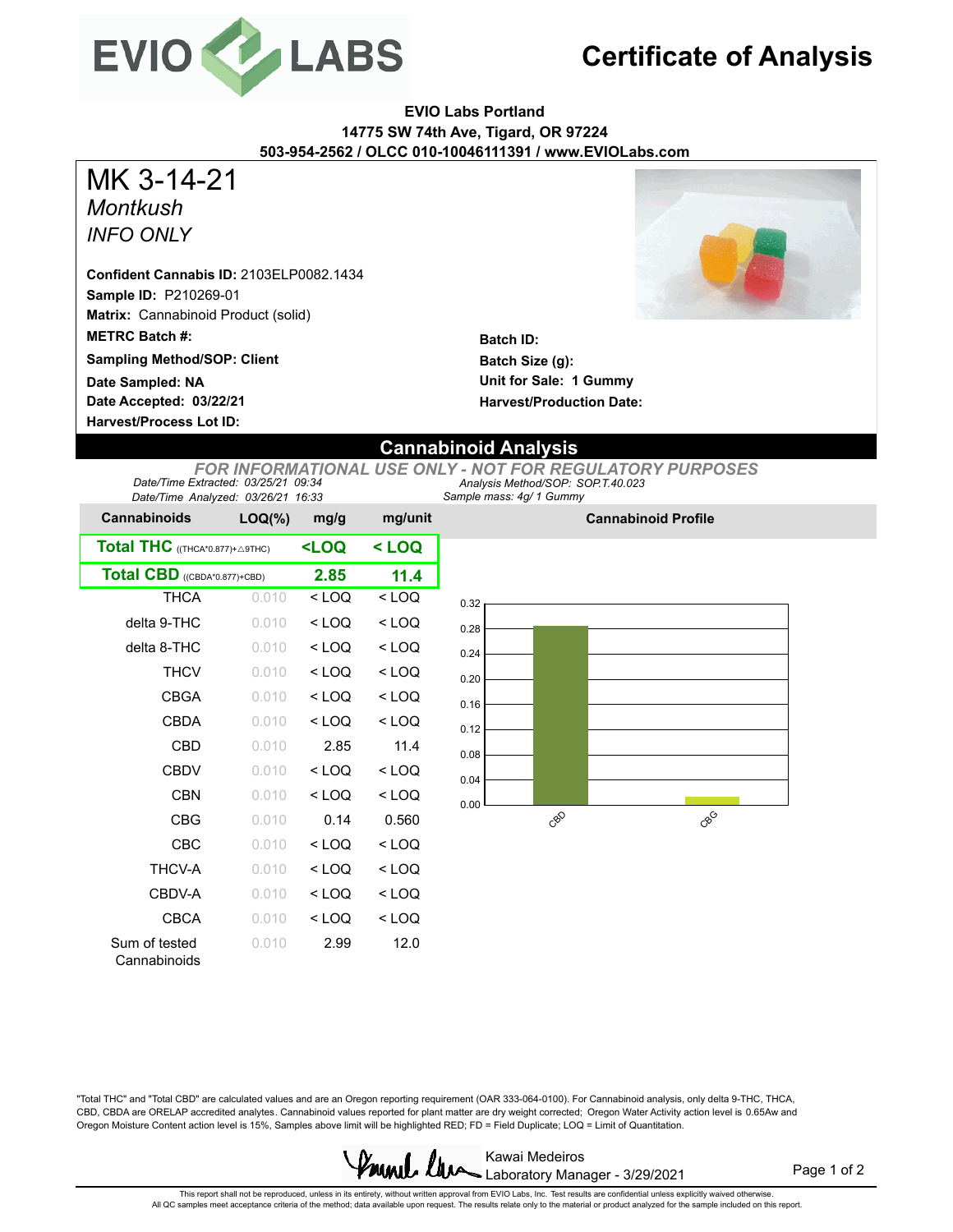# EVIO LABS

# Certificate of Analysis

**EVIO Labs Portland**
**14775 SW 74th Ave, Tigard, OR 97224**
**503-954-2562 / OLCC 010-10046111391 / www.EVIOLabs.com**

# MK 3-14-21

*Montkush*

*INFO ONLY*

**Confident Cannabis ID:** 2103ELP0082.1434
**Sample ID:** P210269-01
**Matrix:** Cannabinoid Product (solid)
**METRC Batch #:**
**Sampling Method/SOP: Client**
**Date Sampled: NA**
**Date Accepted: 03/22/21**
**Harvest/Process Lot ID:**

**Batch ID:**
**Batch Size (g):**
**Unit for Sale: 1 Gummy**
**Harvest/Production Date:**

## Cannabinoid Analysis

*FOR INFORMATIONAL USE ONLY - NOT FOR REGULATORY PURPOSES*

*Date/Time Extracted: 03/25/21 09:34*
*Date/Time Analyzed: 03/26/21 16:33*
*Analysis Method/SOP: SOP.T.40.023*
*Sample mass: 4g/ 1 Gummy*

| Cannabinoids | LOQ(%) | mg/g | mg/unit |
|---|---|---|---|
| **Total THC** ((THCA*0.877)+△9THC) | | **<LOQ** | **< LOQ** |
| **Total CBD** ((CBDA*0.877)+CBD) | | **2.85** | **11.4** |
| THCA | 0.010 | < LOQ | < LOQ |
| delta 9-THC | 0.010 | < LOQ | < LOQ |
| delta 8-THC | 0.010 | < LOQ | < LOQ |
| THCV | 0.010 | < LOQ | < LOQ |
| CBGA | 0.010 | < LOQ | < LOQ |
| CBDA | 0.010 | < LOQ | < LOQ |
| CBD | 0.010 | 2.85 | 11.4 |
| CBDV | 0.010 | < LOQ | < LOQ |
| CBN | 0.010 | < LOQ | < LOQ |
| CBG | 0.010 | 0.14 | 0.560 |
| CBC | 0.010 | < LOQ | < LOQ |
| THCV-A | 0.010 | < LOQ | < LOQ |
| CBDV-A | 0.010 | < LOQ | < LOQ |
| CBCA | 0.010 | < LOQ | < LOQ |
| Sum of tested Cannabinoids | 0.010 | 2.99 | 12.0 |

**Cannabinoid Profile**

"Total THC" and "Total CBD" are calculated values and are an Oregon reporting requirement (OAR 333-064-0100). For Cannabinoid analysis, only delta 9-THC, THCA, CBD, CBDA are ORELAP accredited analytes. Cannabinoid values reported for plant matter are dry weight corrected; Oregon Water Activity action level is 0.65Aw and Oregon Moisture Content action level is 15%, Samples above limit will be highlighted RED; FD = Field Duplicate; LOQ = Limit of Quantitation.

Kawai Medeiros
Laboratory Manager - 3/29/2021

This report shall not be reproduced, unless in its entirety, without written approval from EVIO Labs, Inc. Test results are confidential unless explicitly waived otherwise.
All QC samples meet acceptance criteria of the method; data available upon request. The results relate only to the material or product analyzed for the sample included on this report.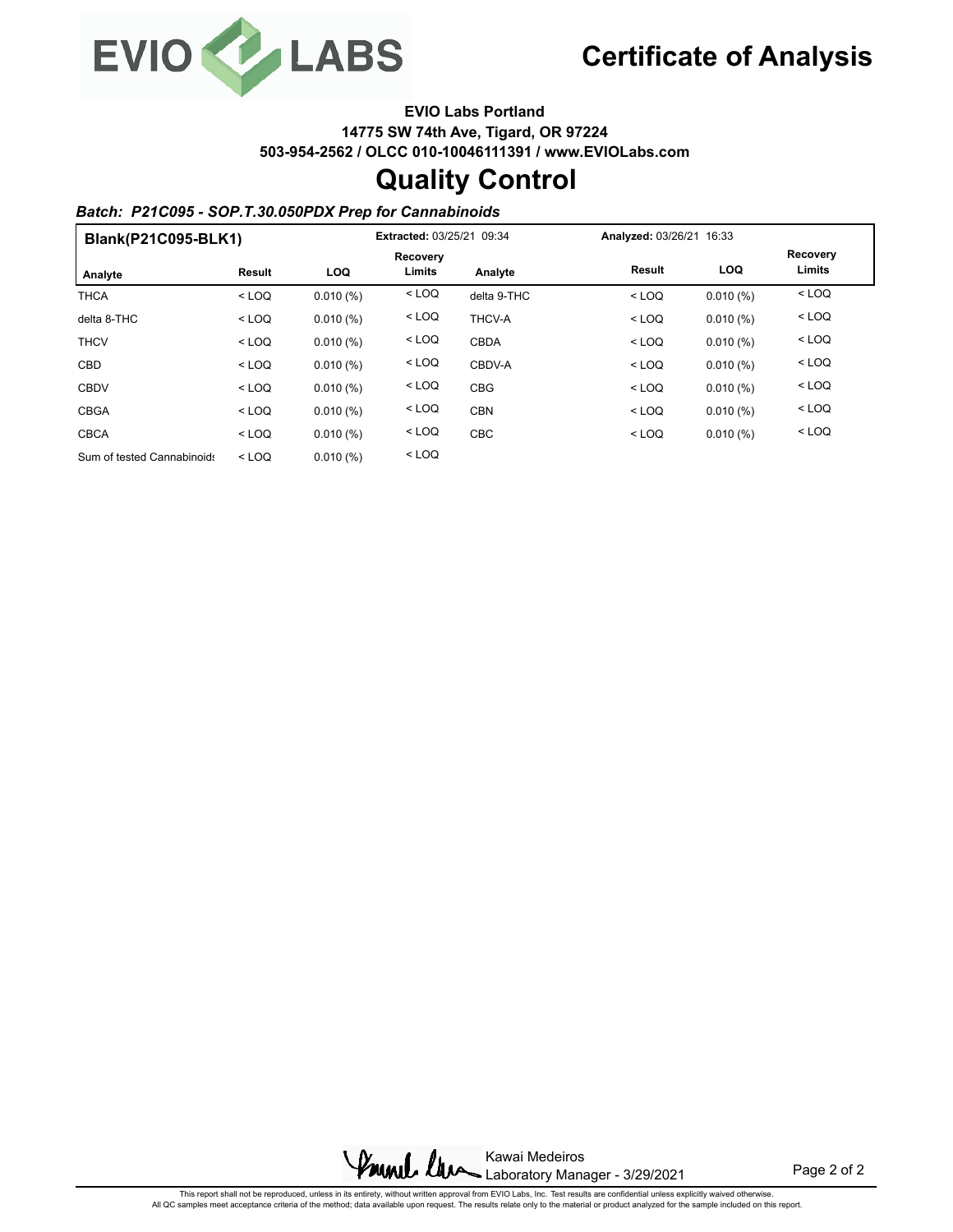# Certificate of Analysis

**EVIO Labs Portland**
**14775 SW 74th Ave, Tigard, OR 97224**
**503-954-2562 / OLCC 010-10046111391 / www.EVIOLabs.com**

## Quality Control

***Batch: P21C095 - SOP.T.30.050PDX Prep for Cannabinoids***

| **Blank(P21C095-BLK1)** | | | **Extracted:** 03/25/21 09:34 | | **Analyzed:** 03/26/21 16:33 | | |
|---|---|---|---|---|---|---|---|
| **Analyte** | **Result** | **LOQ** | **Recovery Limits** | **Analyte** | **Result** | **LOQ** | **Recovery Limits** |
| THCA | < LOQ | 0.010 (%) | < LOQ | delta 9-THC | < LOQ | 0.010 (%) | < LOQ |
| delta 8-THC | < LOQ | 0.010 (%) | < LOQ | THCV-A | < LOQ | 0.010 (%) | < LOQ |
| THCV | < LOQ | 0.010 (%) | < LOQ | CBDA | < LOQ | 0.010 (%) | < LOQ |
| CBD | < LOQ | 0.010 (%) | < LOQ | CBDV-A | < LOQ | 0.010 (%) | < LOQ |
| CBDV | < LOQ | 0.010 (%) | < LOQ | CBG | < LOQ | 0.010 (%) | < LOQ |
| CBGA | < LOQ | 0.010 (%) | < LOQ | CBN | < LOQ | 0.010 (%) | < LOQ |
| CBCA | < LOQ | 0.010 (%) | < LOQ | CBC | < LOQ | 0.010 (%) | < LOQ |
| Sum of tested Cannabinoids | < LOQ | 0.010 (%) | < LOQ | | | | |

Kawai Medeiros
Laboratory Manager - 3/29/2021

This report shall not be reproduced, unless in its entirety, without written approval from EVIO Labs, Inc. Test results are confidential unless explicitly waived otherwise.
All QC samples meet acceptance criteria of the method; data available upon request. The results relate only to the material or product analyzed for the sample included on this report.